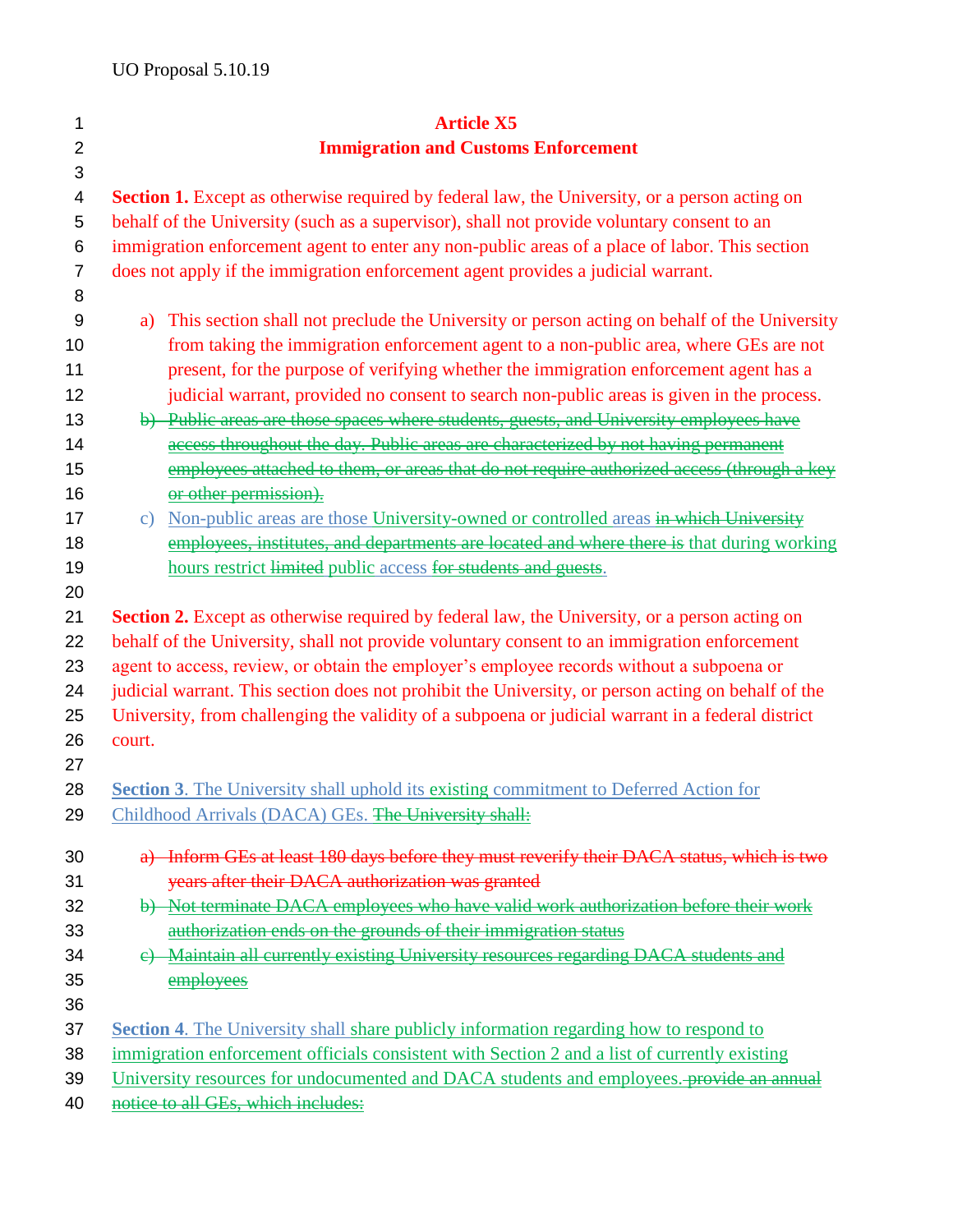UO Proposal 5.10.19

# Article X5
## Immigration and Customs Enforcement

**Section 1.** Except as otherwise required by federal law, the University, or a person acting on behalf of the University (such as a supervisor), shall not provide voluntary consent to an immigration enforcement agent to enter any non-public areas of a place of labor. This section does not apply if the immigration enforcement agent provides a judicial warrant.

a) This section shall not preclude the University or person acting on behalf of the University from taking the immigration enforcement agent to a non-public area, where GEs are not present, for the purpose of verifying whether the immigration enforcement agent has a judicial warrant, provided no consent to search non-public areas is given in the process.

b) ~~Public areas are those spaces where students, guests, and University employees have access throughout the day. Public areas are characterized by not having permanent employees attached to them, or areas that do not require authorized access (through a key or other permission).~~

c) Non-public areas are those University-owned or controlled areas ~~in which University employees, institutes, and departments are located and where there is~~ that during working hours restrict ~~limited~~ public access ~~for students and guests~~.

**Section 2.** Except as otherwise required by federal law, the University, or a person acting on behalf of the University, shall not provide voluntary consent to an immigration enforcement agent to access, review, or obtain the employer's employee records without a subpoena or judicial warrant. This section does not prohibit the University, or person acting on behalf of the University, from challenging the validity of a subpoena or judicial warrant in a federal district court.

**Section 3**. The University shall uphold its existing commitment to Deferred Action for Childhood Arrivals (DACA) GEs. ~~The University shall:~~

a) ~~Inform GEs at least 180 days before they must reverify their DACA status, which is two years after their DACA authorization was granted~~

b) ~~Not terminate DACA employees who have valid work authorization before their work authorization ends on the grounds of their immigration status~~

c) ~~Maintain all currently existing University resources regarding DACA students and employees~~

**Section 4**. The University shall share publicly information regarding how to respond to immigration enforcement officials consistent with Section 2 and a list of currently existing University resources for undocumented and DACA students and employees. ~~provide an annual notice to all GEs, which includes:~~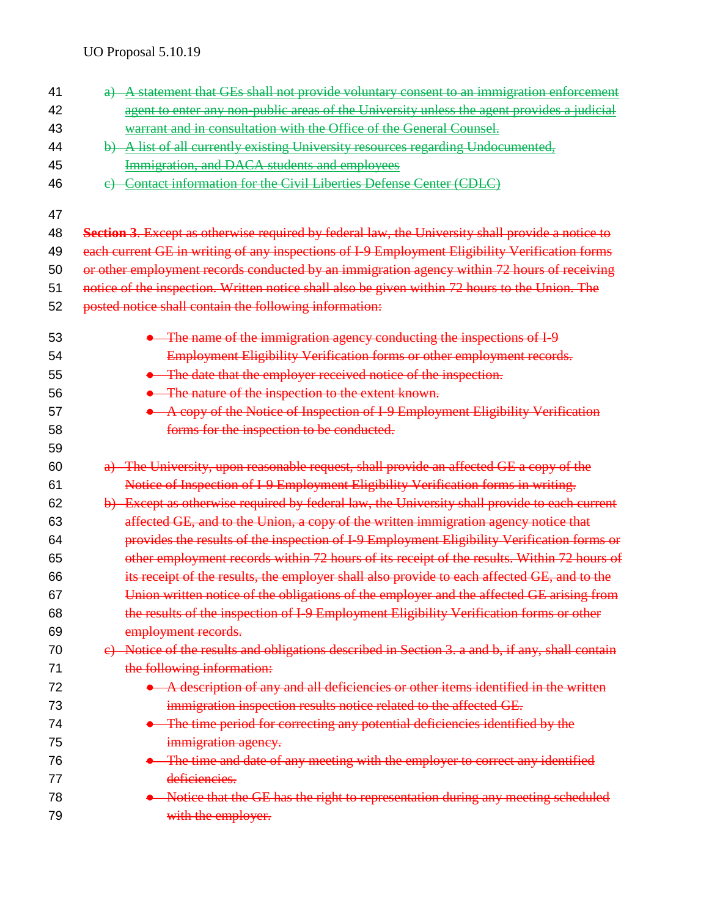~~a) A statement that GEs shall not provide voluntary consent to an immigration enforcement agent to enter any non-public areas of the University unless the agent provides a judicial warrant and in consultation with the Office of the General Counsel.~~
~~b) A list of all currently existing University resources regarding Undocumented, Immigration, and DACA students and employees~~
~~c) Contact information for the Civil Liberties Defense Center (CDLC)~~

~~**Section 3**. Except as otherwise required by federal law, the University shall provide a notice to each current GE in writing of any inspections of I-9 Employment Eligibility Verification forms or other employment records conducted by an immigration agency within 72 hours of receiving notice of the inspection. Written notice shall also be given within 72 hours to the Union. The posted notice shall contain the following information:~~

- ~~The name of the immigration agency conducting the inspections of I-9 Employment Eligibility Verification forms or other employment records.~~
- ~~The date that the employer received notice of the inspection.~~
- ~~The nature of the inspection to the extent known.~~
- ~~A copy of the Notice of Inspection of I-9 Employment Eligibility Verification forms for the inspection to be conducted.~~

~~a) The University, upon reasonable request, shall provide an affected GE a copy of the Notice of Inspection of I-9 Employment Eligibility Verification forms in writing.~~
~~b) Except as otherwise required by federal law, the University shall provide to each current affected GE, and to the Union, a copy of the written immigration agency notice that provides the results of the inspection of I-9 Employment Eligibility Verification forms or other employment records within 72 hours of its receipt of the results. Within 72 hours of its receipt of the results, the employer shall also provide to each affected GE, and to the Union written notice of the obligations of the employer and the affected GE arising from the results of the inspection of I-9 Employment Eligibility Verification forms or other employment records.~~
~~c) Notice of the results and obligations described in Section 3. a and b, if any, shall contain the following information:~~
  - ~~A description of any and all deficiencies or other items identified in the written immigration inspection results notice related to the affected GE.~~
  - ~~The time period for correcting any potential deficiencies identified by the immigration agency.~~
  - ~~The time and date of any meeting with the employer to correct any identified deficiencies.~~
  - ~~Notice that the GE has the right to representation during any meeting scheduled with the employer.~~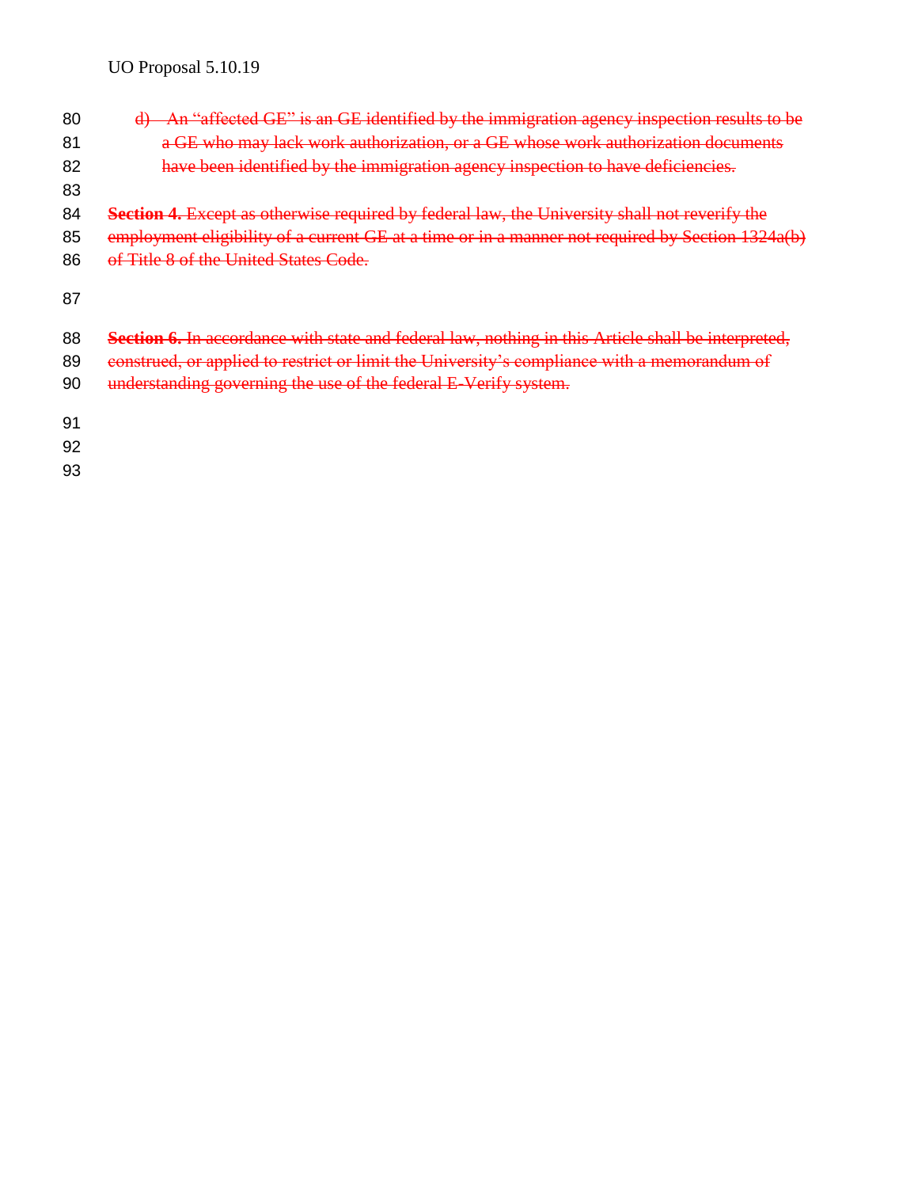~~d) An "affected GE" is an GE identified by the immigration agency inspection results to be a GE who may lack work authorization, or a GE whose work authorization documents have been identified by the immigration agency inspection to have deficiencies.~~

~~**Section 4.** Except as otherwise required by federal law, the University shall not reverify the employment eligibility of a current GE at a time or in a manner not required by Section 1324a(b) of Title 8 of the United States Code.~~

~~**Section 6.** In accordance with state and federal law, nothing in this Article shall be interpreted, construed, or applied to restrict or limit the University's compliance with a memorandum of understanding governing the use of the federal E-Verify system.~~